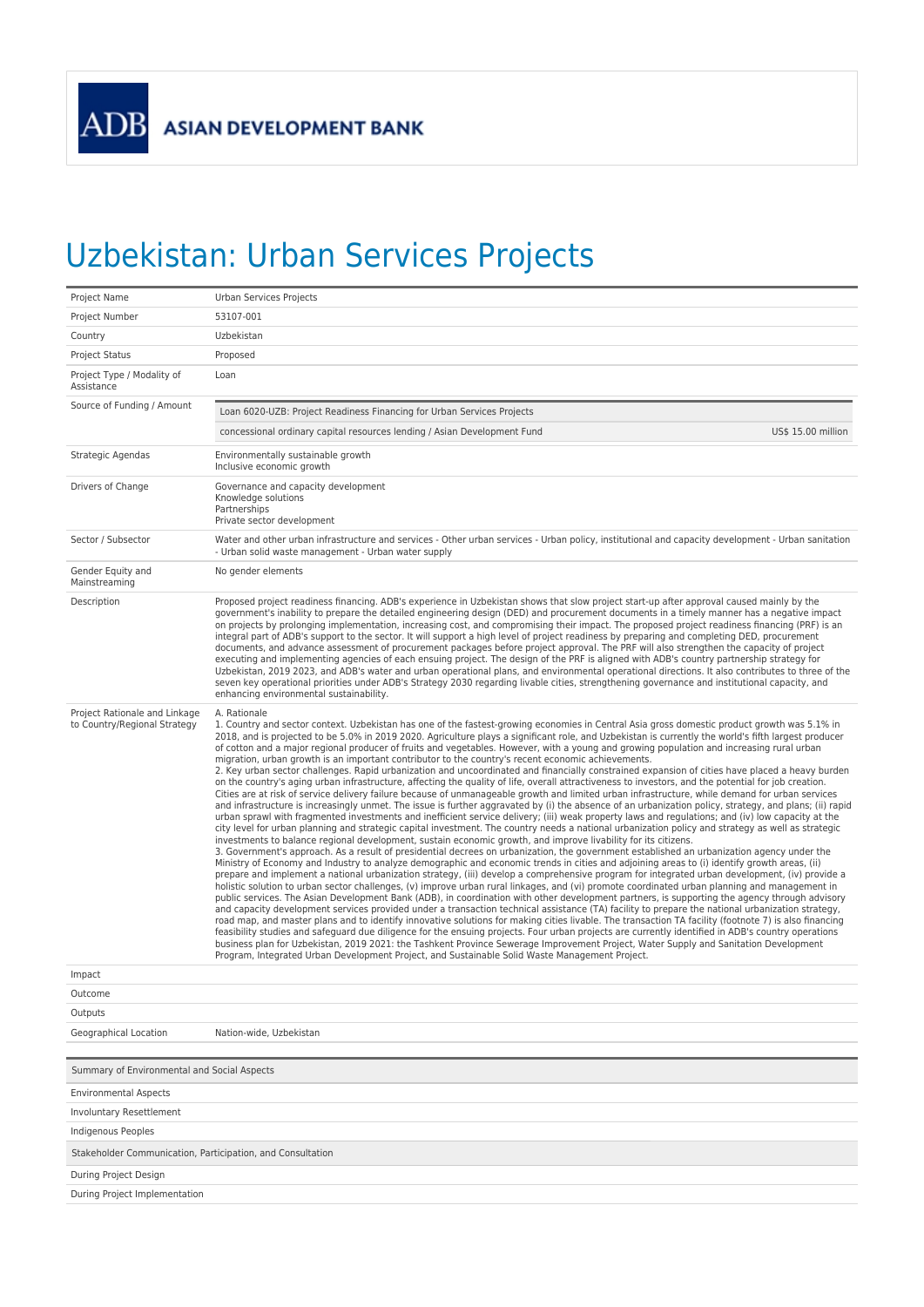ADB ASIAN DEVELOPMENT BANK

# Uzbekistan: Urban Services Projects

| | |
|---|---|
| Project Name | Urban Services Projects |
| Project Number | 53107-001 |
| Country | Uzbekistan |
| Project Status | Proposed |
| Project Type / Modality of Assistance | Loan |
| Source of Funding / Amount | Loan 6020-UZB: Project Readiness Financing for Urban Services Projects<br>concessional ordinary capital resources lending / Asian Development Fund — US$ 15.00 million |
| Strategic Agendas | Environmentally sustainable growth<br>Inclusive economic growth |
| Drivers of Change | Governance and capacity development<br>Knowledge solutions<br>Partnerships<br>Private sector development |
| Sector / Subsector | Water and other urban infrastructure and services - Other urban services - Urban policy, institutional and capacity development - Urban sanitation - Urban solid waste management - Urban water supply |
| Gender Equity and Mainstreaming | No gender elements |
| Description | Proposed project readiness financing. ADB's experience in Uzbekistan shows that slow project start-up after approval caused mainly by the government's inability to prepare the detailed engineering design (DED) and procurement documents in a timely manner has a negative impact on projects by prolonging implementation, increasing cost, and compromising their impact. The proposed project readiness financing (PRF) is an integral part of ADB's support to the sector. It will support a high level of project readiness by preparing and completing DED, procurement documents, and advance assessment of procurement packages before project approval. The PRF will also strengthen the capacity of project executing and implementing agencies of each ensuing project. The design of the PRF is aligned with ADB's country partnership strategy for Uzbekistan, 2019 2023, and ADB's water and urban operational plans, and environmental operational directions. It also contributes to three of the seven key operational priorities under ADB's Strategy 2030 regarding livable cities, strengthening governance and institutional capacity, and enhancing environmental sustainability. |
| Project Rationale and Linkage to Country/Regional Strategy | A. Rationale<br>1. Country and sector context. Uzbekistan has one of the fastest-growing economies in Central Asia gross domestic product growth was 5.1% in 2018, and is projected to be 5.0% in 2019 2020. Agriculture plays a significant role, and Uzbekistan is currently the world's fifth largest producer of cotton and a major regional producer of fruits and vegetables. However, with a young and growing population and increasing rural urban migration, urban growth is an important contributor to the country's recent economic achievements.<br>2. Key urban sector challenges. Rapid urbanization and uncoordinated and financially constrained expansion of cities have placed a heavy burden on the country's aging urban infrastructure, affecting the quality of life, overall attractiveness to investors, and the potential for job creation. Cities are at risk of service delivery failure because of unmanageable growth and limited urban infrastructure, while demand for urban services and infrastructure is increasingly unmet. The issue is further aggravated by (i) the absence of an urbanization policy, strategy, and plans; (ii) rapid urban sprawl with fragmented investments and inefficient service delivery; (iii) weak property laws and regulations; and (iv) low capacity at the city level for urban planning and strategic capital investment. The country needs a national urbanization policy and strategy as well as strategic investments to balance regional development, sustain economic growth, and improve livability for its citizens.<br>3. Government's approach. As a result of presidential decrees on urbanization, the government established an urbanization agency under the Ministry of Economy and Industry to analyze demographic and economic trends in cities and adjoining areas to (i) identify growth areas, (ii) prepare and implement a national urbanization strategy, (iii) develop a comprehensive program for integrated urban development, (iv) provide a holistic solution to urban sector challenges, (v) improve urban rural linkages, and (vi) promote coordinated urban planning and management in public services. The Asian Development Bank (ADB), in coordination with other development partners, is supporting the agency through advisory and capacity development services provided under a transaction technical assistance (TA) facility to prepare the national urbanization strategy, road map, and master plans and to identify innovative solutions for making cities livable. The transaction TA facility (footnote 7) is also financing feasibility studies and safeguard due diligence for the ensuing projects. Four urban projects are currently identified in ADB's country operations business plan for Uzbekistan, 2019 2021: the Tashkent Province Sewerage Improvement Project, Water Supply and Sanitation Development Program, Integrated Urban Development Project, and Sustainable Solid Waste Management Project. |
| Impact | |
| Outcome | |
| Outputs | |
| Geographical Location | Nation-wide, Uzbekistan |

| Summary of Environmental and Social Aspects | |
|---|---|
| Environmental Aspects | |
| Involuntary Resettlement | |
| Indigenous Peoples | |
| **Stakeholder Communication, Participation, and Consultation** | |
| During Project Design | |
| During Project Implementation | |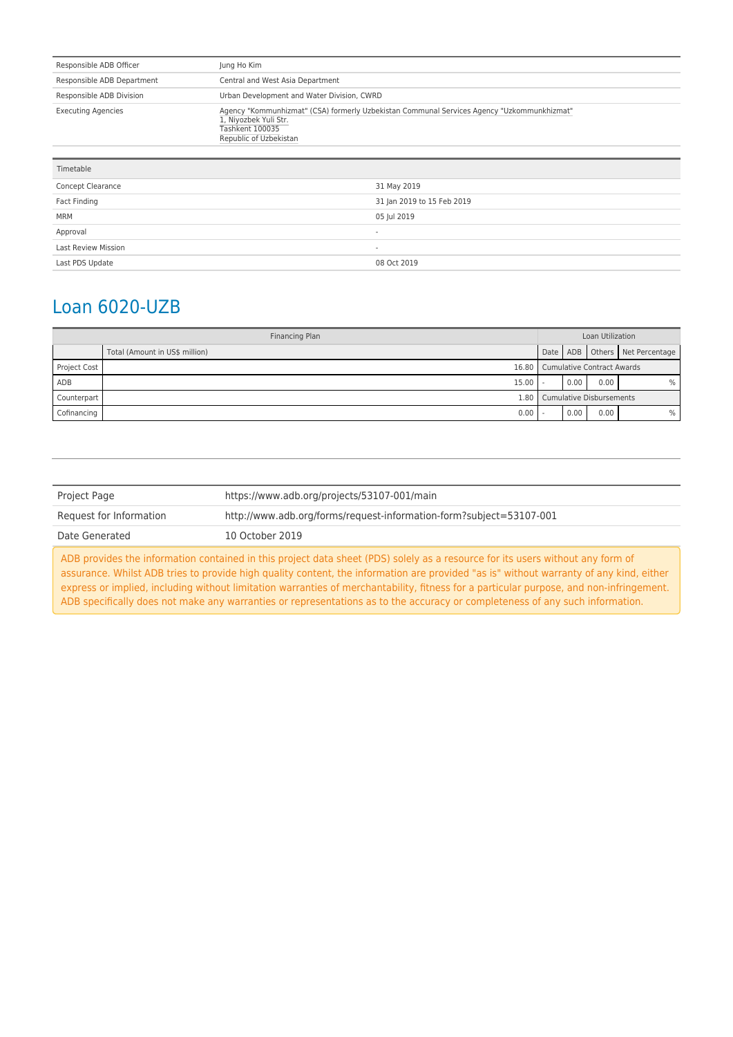| | |
|---|---|
| Responsible ADB Officer | Jung Ho Kim |
| Responsible ADB Department | Central and West Asia Department |
| Responsible ADB Division | Urban Development and Water Division, CWRD |
| Executing Agencies | Agency "Kommunhizmat" (CSA) formerly Uzbekistan Communal Services Agency "Uzkommunkhizmat"<br>1, Niyozbek Yuli Str.<br>Tashkent 100035<br>Republic of Uzbekistan |

| Timetable | |
|---|---|
| Concept Clearance | 31 May 2019 |
| Fact Finding | 31 Jan 2019 to 15 Feb 2019 |
| MRM | 05 Jul 2019 |
| Approval | - |
| Last Review Mission | - |
| Last PDS Update | 08 Oct 2019 |

## Loan 6020-UZB

| Financing Plan | | Loan Utilization | | | |
|---|---|---|---|---|---|
| | Total (Amount in US$ million) | Date | ADB | Others | Net Percentage |
| Project Cost | 16.80 | Cumulative Contract Awards | | | |
| ADB | 15.00 | - | 0.00 | 0.00 | % |
| Counterpart | 1.80 | Cumulative Disbursements | | | |
| Cofinancing | 0.00 | - | 0.00 | 0.00 | % |

| | |
|---|---|
| Project Page | https://www.adb.org/projects/53107-001/main |
| Request for Information | http://www.adb.org/forms/request-information-form?subject=53107-001 |
| Date Generated | 10 October 2019 |

ADB provides the information contained in this project data sheet (PDS) solely as a resource for its users without any form of assurance. Whilst ADB tries to provide high quality content, the information are provided "as is" without warranty of any kind, either express or implied, including without limitation warranties of merchantability, fitness for a particular purpose, and non-infringement. ADB specifically does not make any warranties or representations as to the accuracy or completeness of any such information.